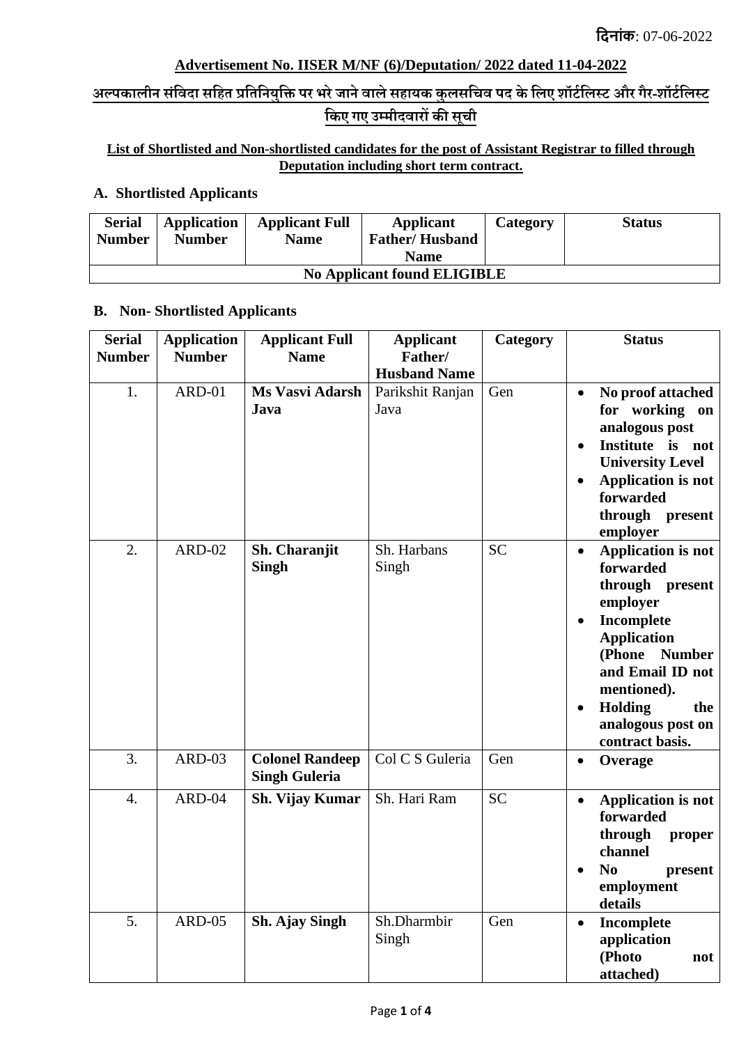**दिनांक**: 07-06-2022

**Advertisement No. IISER M/NF (6)/Deputation/ 2022 dated 11-04-2022**

**अल्पकालीन संविदा सहित प्रतिनियुक्ति पर भरे जाने वाले सहायक कुलसचिव पद के लिए शॉर्टलिस्ट और गैर-शॉर्टलिस्ट किए गए उम्मीदवारों की सूची**

**List of Shortlisted and Non-shortlisted candidates for the post of Assistant Registrar to filled through Deputation including short term contract.**

**A. Shortlisted Applicants**

| Serial Number | Application Number | Applicant Full Name | Applicant Father/ Husband Name | Category | Status |
|---|---|---|---|---|---|
| **No Applicant found ELIGIBLE** | | | | | |

**B. Non- Shortlisted Applicants**

| Serial Number | Application Number | Applicant Full Name | Applicant Father/ Husband Name | Category | Status |
|---|---|---|---|---|---|
| 1. | ARD-01 | **Ms Vasvi Adarsh Java** | Parikshit Ranjan Java | Gen | • **No proof attached for working on analogous post** <br> • **Institute is not University Level** <br> • **Application is not forwarded through present employer** |
| 2. | ARD-02 | **Sh. Charanjit Singh** | Sh. Harbans Singh | SC | • **Application is not forwarded through present employer** <br> • **Incomplete Application (Phone Number and Email ID not mentioned).** <br> • **Holding the analogous post on contract basis.** |
| 3. | ARD-03 | **Colonel Randeep Singh Guleria** | Col C S Guleria | Gen | • **Overage** |
| 4. | ARD-04 | **Sh. Vijay Kumar** | Sh. Hari Ram | SC | • **Application is not forwarded through proper channel** <br> • **No present employment details** |
| 5. | ARD-05 | **Sh. Ajay Singh** | Sh.Dharmbir Singh | Gen | • **Incomplete application (Photo not attached)** |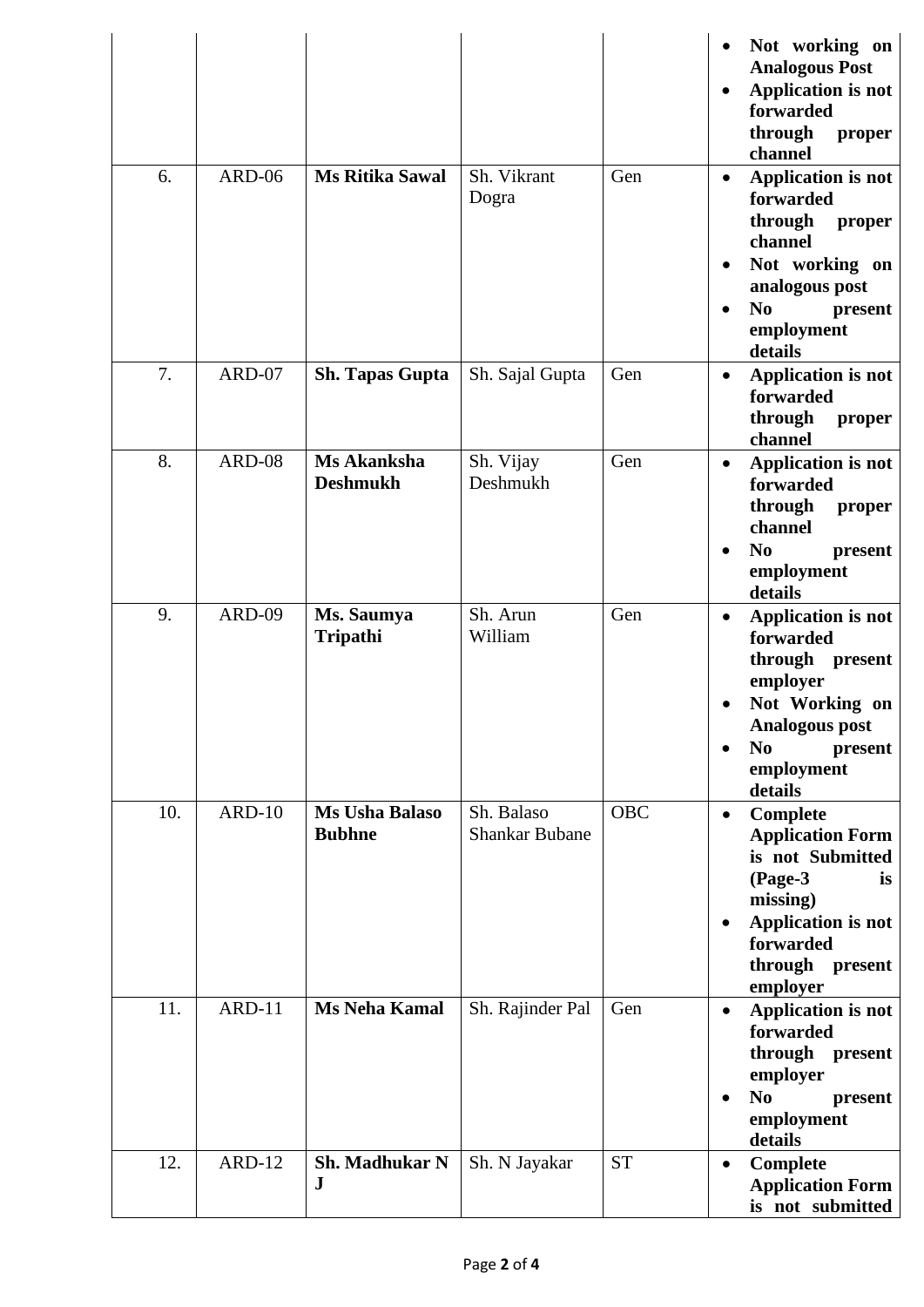| | | | | | • **Not working on Analogous Post**<br>• **Application is not forwarded through proper channel** |
|---|---|---|---|---|---|
| 6. | ARD-06 | **Ms Ritika Sawal** | Sh. Vikrant Dogra | Gen | • **Application is not forwarded through proper channel**<br>• **Not working on analogous post**<br>• **No present employment details** |
| 7. | ARD-07 | **Sh. Tapas Gupta** | Sh. Sajal Gupta | Gen | • **Application is not forwarded through proper channel** |
| 8. | ARD-08 | **Ms Akanksha Deshmukh** | Sh. Vijay Deshmukh | Gen | • **Application is not forwarded through proper channel**<br>• **No present employment details** |
| 9. | ARD-09 | **Ms. Saumya Tripathi** | Sh. Arun William | Gen | • **Application is not forwarded through present employer**<br>• **Not Working on Analogous post**<br>• **No present employment details** |
| 10. | ARD-10 | **Ms Usha Balaso Bubhne** | Sh. Balaso Shankar Bubane | OBC | • **Complete Application Form is not Submitted (Page-3 is missing)**<br>• **Application is not forwarded through present employer** |
| 11. | ARD-11 | **Ms Neha Kamal** | Sh. Rajinder Pal | Gen | • **Application is not forwarded through present employer**<br>• **No present employment details** |
| 12. | ARD-12 | **Sh. Madhukar N J** | Sh. N Jayakar | ST | • **Complete Application Form is not submitted** |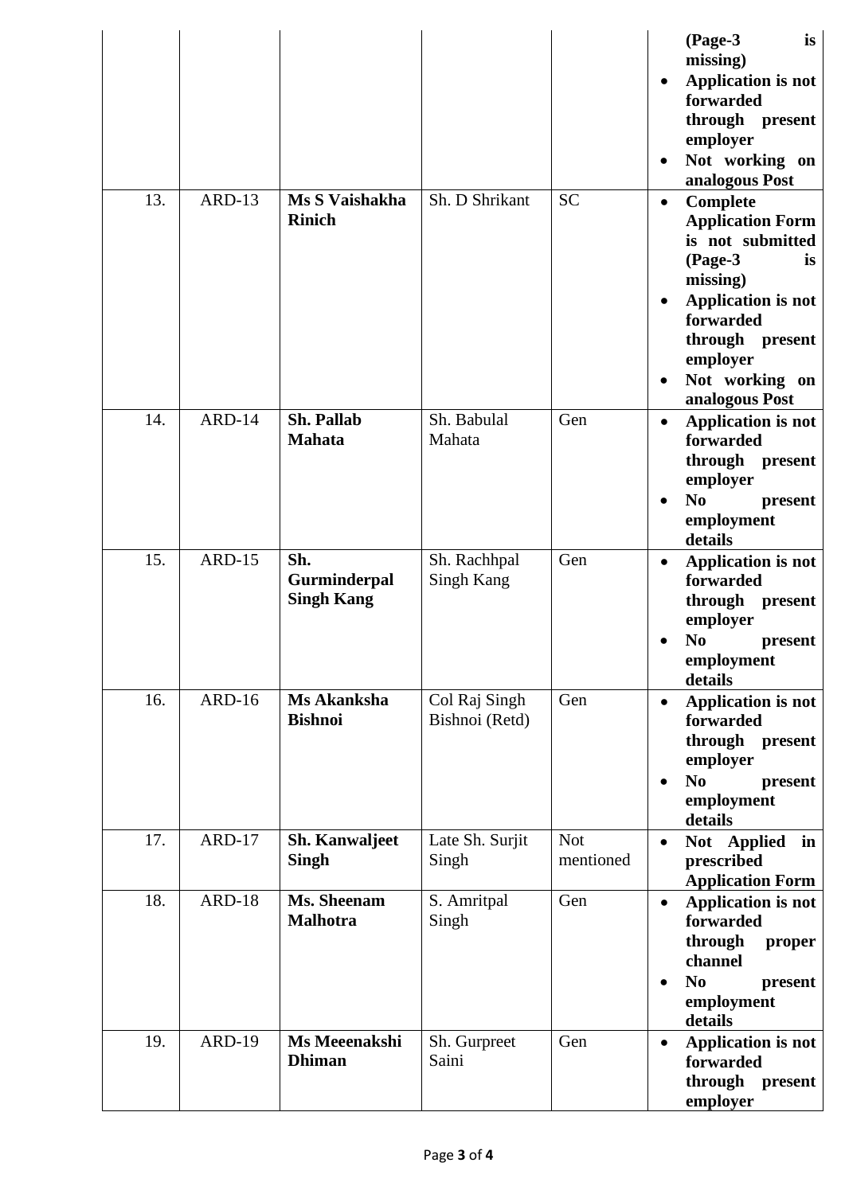| | | | | | |
|---|---|---|---|---|---|
| | | | | | **(Page-3 is missing)**<br>• **Application is not forwarded through present employer**<br>• **Not working on analogous Post** |
| 13. | ARD-13 | **Ms S Vaishakha Rinich** | Sh. D Shrikant | SC | • **Complete Application Form is not submitted (Page-3 is missing)**<br>• **Application is not forwarded through present employer**<br>• **Not working on analogous Post** |
| 14. | ARD-14 | **Sh. Pallab Mahata** | Sh. Babulal Mahata | Gen | • **Application is not forwarded through present employer**<br>• **No present employment details** |
| 15. | ARD-15 | **Sh. Gurminderpal Singh Kang** | Sh. Rachhpal Singh Kang | Gen | • **Application is not forwarded through present employer**<br>• **No present employment details** |
| 16. | ARD-16 | **Ms Akanksha Bishnoi** | Col Raj Singh Bishnoi (Retd) | Gen | • **Application is not forwarded through present employer**<br>• **No present employment details** |
| 17. | ARD-17 | **Sh. Kanwaljeet Singh** | Late Sh. Surjit Singh | Not mentioned | • **Not Applied in prescribed Application Form** |
| 18. | ARD-18 | **Ms. Sheenam Malhotra** | S. Amritpal Singh | Gen | • **Application is not forwarded through proper channel**<br>• **No present employment details** |
| 19. | ARD-19 | **Ms Meeenakshi Dhiman** | Sh. Gurpreet Saini | Gen | • **Application is not forwarded through present employer** |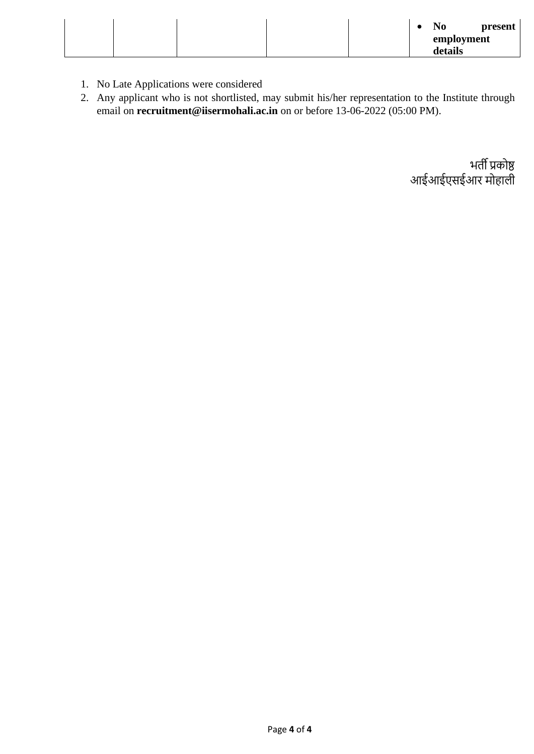| | | | | | |
|---|---|---|---|---|---|
| | | | | | • **No present employment details** |

1. No Late Applications were considered
2. Any applicant who is not shortlisted, may submit his/her representation to the Institute through email on **recruitment@iisermohali.ac.in** on or before 13-06-2022 (05:00 PM).

भर्ती प्रकोष्ठ
आईआईएसईआर मोहाली